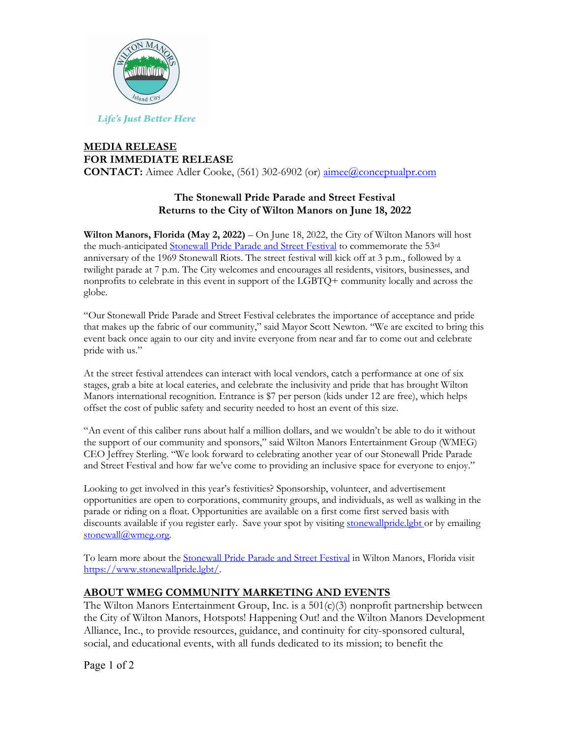Life's Just Better Here

**MEDIA RELEASE**
**FOR IMMEDIATE RELEASE**
**CONTACT:** Aimee Adler Cooke, (561) 302-6902 (or) aimee@conceptualpr.com

## The Stonewall Pride Parade and Street Festival Returns to the City of Wilton Manors on June 18, 2022

**Wilton Manors, Florida (May 2, 2022)** – On June 18, 2022, the City of Wilton Manors will host the much-anticipated Stonewall Pride Parade and Street Festival to commemorate the 53rd anniversary of the 1969 Stonewall Riots. The street festival will kick off at 3 p.m., followed by a twilight parade at 7 p.m. The City welcomes and encourages all residents, visitors, businesses, and nonprofits to celebrate in this event in support of the LGBTQ+ community locally and across the globe.

"Our Stonewall Pride Parade and Street Festival celebrates the importance of acceptance and pride that makes up the fabric of our community," said Mayor Scott Newton. "We are excited to bring this event back once again to our city and invite everyone from near and far to come out and celebrate pride with us."

At the street festival attendees can interact with local vendors, catch a performance at one of six stages, grab a bite at local eateries, and celebrate the inclusivity and pride that has brought Wilton Manors international recognition. Entrance is $7 per person (kids under 12 are free), which helps offset the cost of public safety and security needed to host an event of this size.

"An event of this caliber runs about half a million dollars, and we wouldn't be able to do it without the support of our community and sponsors," said Wilton Manors Entertainment Group (WMEG) CEO Jeffrey Sterling. "We look forward to celebrating another year of our Stonewall Pride Parade and Street Festival and how far we've come to providing an inclusive space for everyone to enjoy."

Looking to get involved in this year's festivities? Sponsorship, volunteer, and advertisement opportunities are open to corporations, community groups, and individuals, as well as walking in the parade or riding on a float. Opportunities are available on a first come first served basis with discounts available if you register early. Save your spot by visiting stonewallpride.lgbt or by emailing stonewall@wmeg.org.

To learn more about the Stonewall Pride Parade and Street Festival in Wilton Manors, Florida visit https://www.stonewallpride.lgbt/.

## ABOUT WMEG COMMUNITY MARKETING AND EVENTS

The Wilton Manors Entertainment Group, Inc. is a 501(c)(3) nonprofit partnership between the City of Wilton Manors, Hotspots! Happening Out! and the Wilton Manors Development Alliance, Inc., to provide resources, guidance, and continuity for city-sponsored cultural, social, and educational events, with all funds dedicated to its mission; to benefit the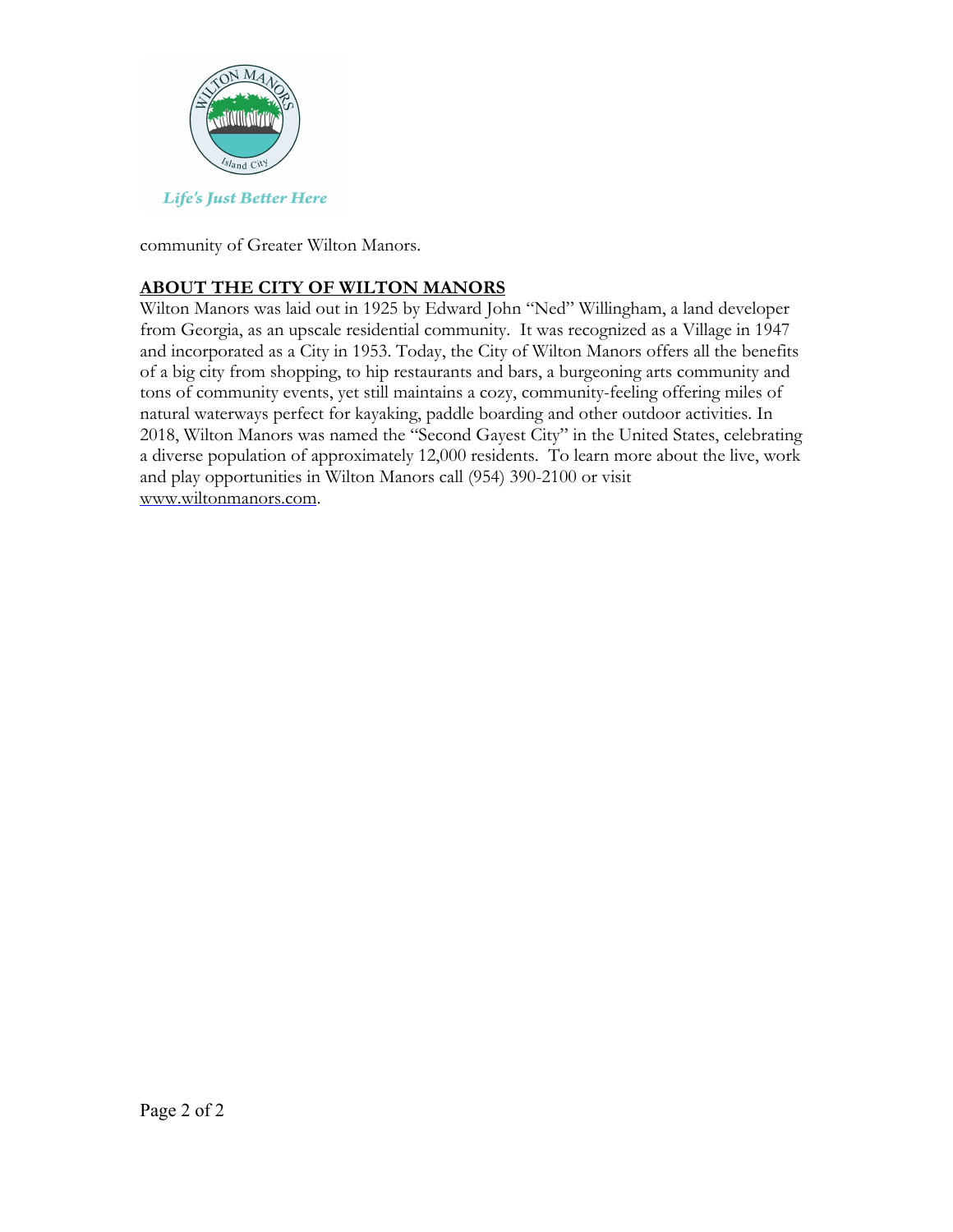community of Greater Wilton Manors.

## ABOUT THE CITY OF WILTON MANORS

Wilton Manors was laid out in 1925 by Edward John "Ned" Willingham, a land developer from Georgia, as an upscale residential community. It was recognized as a Village in 1947 and incorporated as a City in 1953. Today, the City of Wilton Manors offers all the benefits of a big city from shopping, to hip restaurants and bars, a burgeoning arts community and tons of community events, yet still maintains a cozy, community-feeling offering miles of natural waterways perfect for kayaking, paddle boarding and other outdoor activities. In 2018, Wilton Manors was named the "Second Gayest City" in the United States, celebrating a diverse population of approximately 12,000 residents. To learn more about the live, work and play opportunities in Wilton Manors call (954) 390-2100 or visit www.wiltonmanors.com.